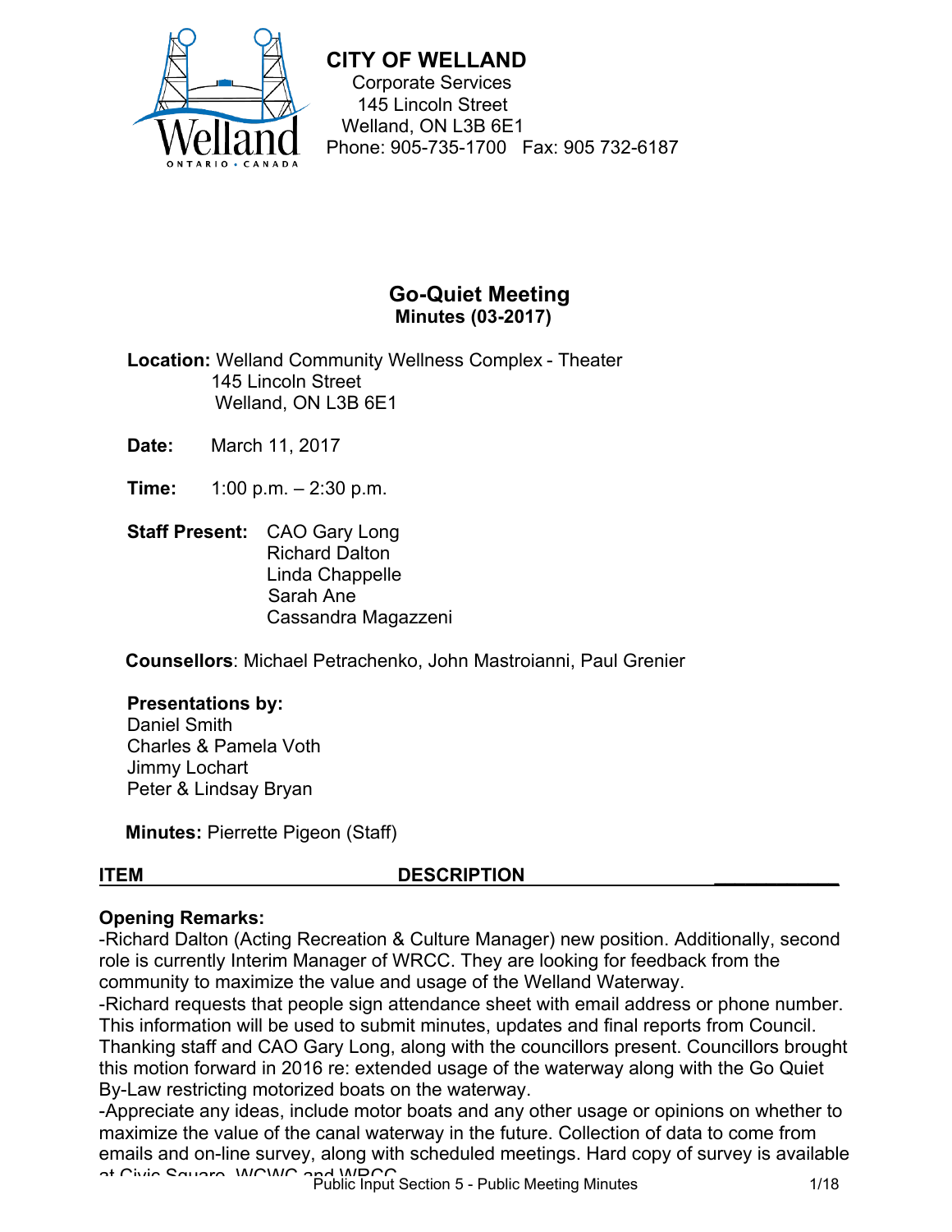**CITY OF WELLAND**
Corporate Services
145 Lincoln Street
Welland, ON L3B 6E1
Phone: 905-735-1700 Fax: 905 732-6187

# Go-Quiet Meeting

## Minutes (03-2017)

**Location:** Welland Community Wellness Complex - Theater
145 Lincoln Street
Welland, ON L3B 6E1

**Date:** March 11, 2017

**Time:** 1:00 p.m. – 2:30 p.m.

**Staff Present:** CAO Gary Long
Richard Dalton
Linda Chappelle
Sarah Ane
Cassandra Magazzeni

**Counsellors**: Michael Petrachenko, John Mastroianni, Paul Grenier

**Presentations by:**
Daniel Smith
Charles & Pamela Voth
Jimmy Lochart
Peter & Lindsay Bryan

**Minutes:** Pierrette Pigeon (Staff)

| ITEM | DESCRIPTION |
|---|---|

**Opening Remarks:**

-Richard Dalton (Acting Recreation & Culture Manager) new position. Additionally, second role is currently Interim Manager of WRCC. They are looking for feedback from the community to maximize the value and usage of the Welland Waterway.

-Richard requests that people sign attendance sheet with email address or phone number. This information will be used to submit minutes, updates and final reports from Council. Thanking staff and CAO Gary Long, along with the councillors present. Councillors brought this motion forward in 2016 re: extended usage of the waterway along with the Go Quiet By-Law restricting motorized boats on the waterway.

-Appreciate any ideas, include motor boats and any other usage or opinions on whether to maximize the value of the canal waterway in the future. Collection of data to come from emails and on-line survey, along with scheduled meetings. Hard copy of survey is available at Civic Square, WCWC and WRCC.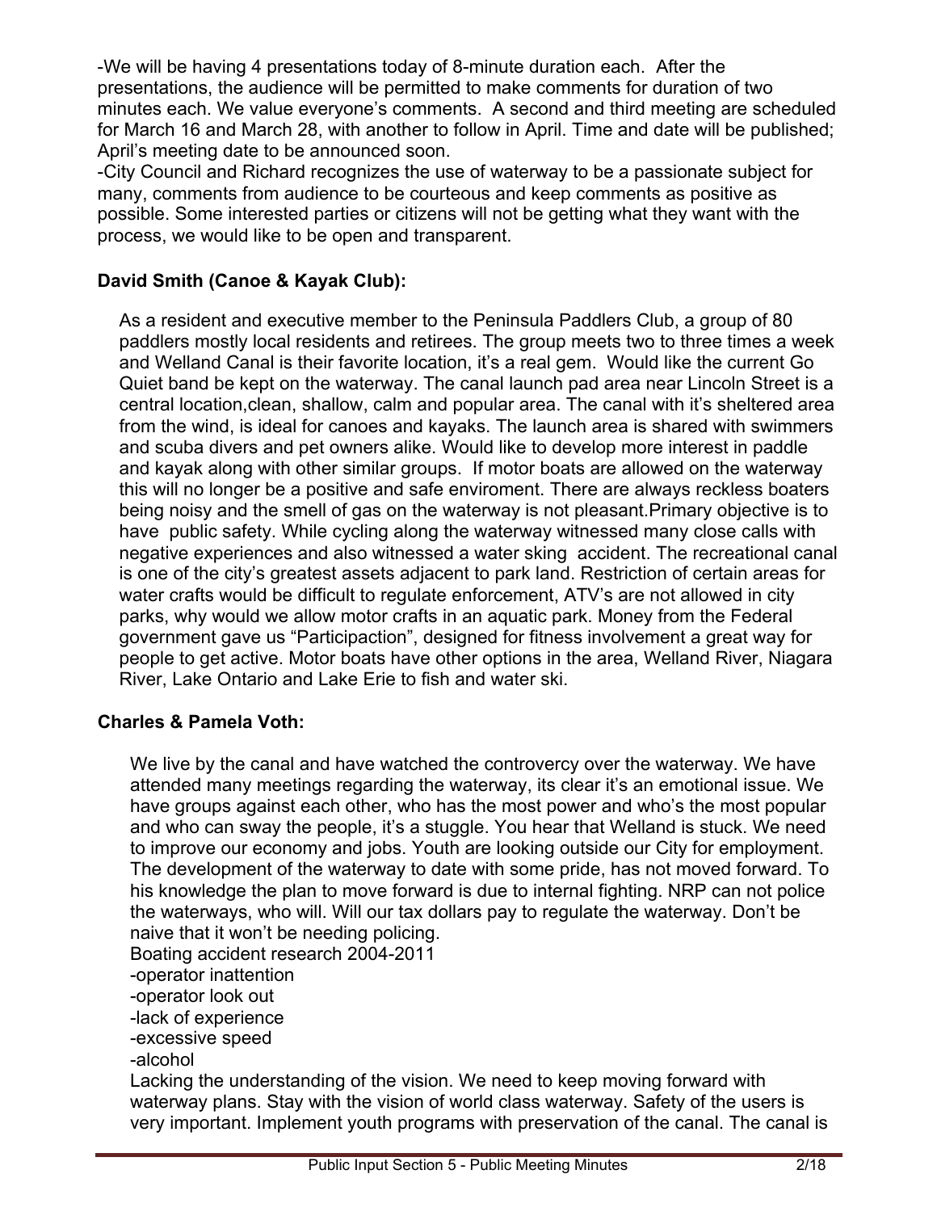-We will be having 4 presentations today of 8-minute duration each. After the presentations, the audience will be permitted to make comments for duration of two minutes each. We value everyone's comments. A second and third meeting are scheduled for March 16 and March 28, with another to follow in April. Time and date will be published; April's meeting date to be announced soon.

-City Council and Richard recognizes the use of waterway to be a passionate subject for many, comments from audience to be courteous and keep comments as positive as possible. Some interested parties or citizens will not be getting what they want with the process, we would like to be open and transparent.

**David Smith (Canoe & Kayak Club):**

As a resident and executive member to the Peninsula Paddlers Club, a group of 80 paddlers mostly local residents and retirees. The group meets two to three times a week and Welland Canal is their favorite location, it's a real gem. Would like the current Go Quiet band be kept on the waterway. The canal launch pad area near Lincoln Street is a central location,clean, shallow, calm and popular area. The canal with it's sheltered area from the wind, is ideal for canoes and kayaks. The launch area is shared with swimmers and scuba divers and pet owners alike. Would like to develop more interest in paddle and kayak along with other similar groups. If motor boats are allowed on the waterway this will no longer be a positive and safe enviroment. There are always reckless boaters being noisy and the smell of gas on the waterway is not pleasant.Primary objective is to have public safety. While cycling along the waterway witnessed many close calls with negative experiences and also witnessed a water sking accident. The recreational canal is one of the city's greatest assets adjacent to park land. Restriction of certain areas for water crafts would be difficult to regulate enforcement, ATV's are not allowed in city parks, why would we allow motor crafts in an aquatic park. Money from the Federal government gave us "Participaction", designed for fitness involvement a great way for people to get active. Motor boats have other options in the area, Welland River, Niagara River, Lake Ontario and Lake Erie to fish and water ski.

**Charles & Pamela Voth:**

We live by the canal and have watched the controvercy over the waterway. We have attended many meetings regarding the waterway, its clear it's an emotional issue. We have groups against each other, who has the most power and who's the most popular and who can sway the people, it's a stuggle. You hear that Welland is stuck. We need to improve our economy and jobs. Youth are looking outside our City for employment. The development of the waterway to date with some pride, has not moved forward. To his knowledge the plan to move forward is due to internal fighting. NRP can not police the waterways, who will. Will our tax dollars pay to regulate the waterway. Don't be naive that it won't be needing policing.
Boating accident research 2004-2011
-operator inattention
-operator look out
-lack of experience
-excessive speed
-alcohol
Lacking the understanding of the vision. We need to keep moving forward with waterway plans. Stay with the vision of world class waterway. Safety of the users is very important. Implement youth programs with preservation of the canal. The canal is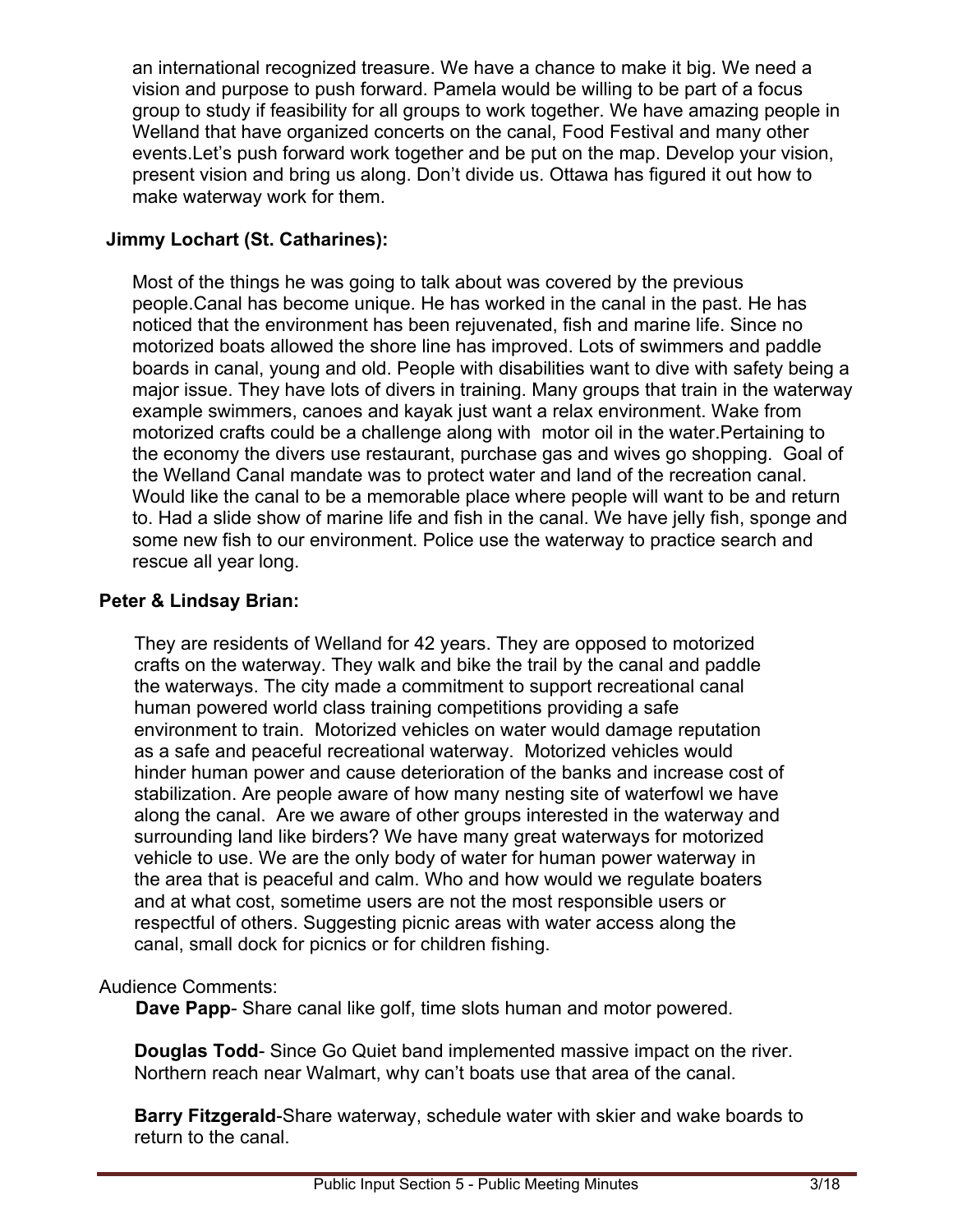an international recognized treasure. We have a chance to make it big. We need a vision and purpose to push forward. Pamela would be willing to be part of a focus group to study if feasibility for all groups to work together. We have amazing people in Welland that have organized concerts on the canal, Food Festival and many other events.Let's push forward work together and be put on the map. Develop your vision, present vision and bring us along. Don't divide us. Ottawa has figured it out how to make waterway work for them.

**Jimmy Lochart (St. Catharines):**

Most of the things he was going to talk about was covered by the previous people.Canal has become unique. He has worked in the canal in the past. He has noticed that the environment has been rejuvenated, fish and marine life. Since no motorized boats allowed the shore line has improved. Lots of swimmers and paddle boards in canal, young and old. People with disabilities want to dive with safety being a major issue. They have lots of divers in training. Many groups that train in the waterway example swimmers, canoes and kayak just want a relax environment. Wake from motorized crafts could be a challenge along with motor oil in the water.Pertaining to the economy the divers use restaurant, purchase gas and wives go shopping. Goal of the Welland Canal mandate was to protect water and land of the recreation canal. Would like the canal to be a memorable place where people will want to be and return to. Had a slide show of marine life and fish in the canal. We have jelly fish, sponge and some new fish to our environment. Police use the waterway to practice search and rescue all year long.

**Peter & Lindsay Brian:**

They are residents of Welland for 42 years. They are opposed to motorized crafts on the waterway. They walk and bike the trail by the canal and paddle the waterways. The city made a commitment to support recreational canal human powered world class training competitions providing a safe environment to train. Motorized vehicles on water would damage reputation as a safe and peaceful recreational waterway. Motorized vehicles would hinder human power and cause deterioration of the banks and increase cost of stabilization. Are people aware of how many nesting site of waterfowl we have along the canal. Are we aware of other groups interested in the waterway and surrounding land like birders? We have many great waterways for motorized vehicle to use. We are the only body of water for human power waterway in the area that is peaceful and calm. Who and how would we regulate boaters and at what cost, sometime users are not the most responsible users or respectful of others. Suggesting picnic areas with water access along the canal, small dock for picnics or for children fishing.

Audience Comments:

**Dave Papp**- Share canal like golf, time slots human and motor powered.

**Douglas Todd**- Since Go Quiet band implemented massive impact on the river. Northern reach near Walmart, why can't boats use that area of the canal.

**Barry Fitzgerald**-Share waterway, schedule water with skier and wake boards to return to the canal.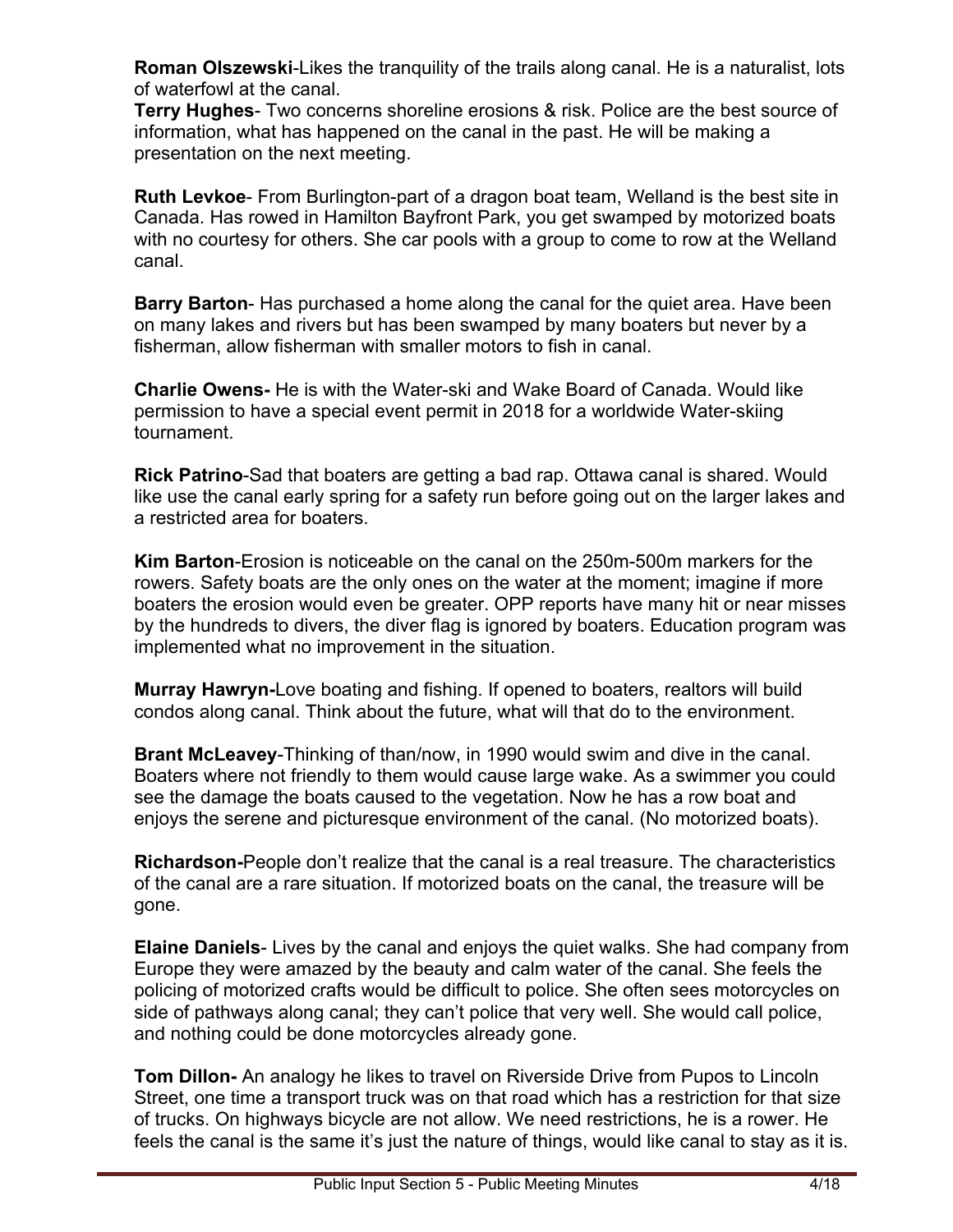**Roman Olszewski**-Likes the tranquility of the trails along canal. He is a naturalist, lots of waterfowl at the canal.

**Terry Hughes**- Two concerns shoreline erosions & risk. Police are the best source of information, what has happened on the canal in the past. He will be making a presentation on the next meeting.

**Ruth Levkoe**- From Burlington-part of a dragon boat team, Welland is the best site in Canada. Has rowed in Hamilton Bayfront Park, you get swamped by motorized boats with no courtesy for others. She car pools with a group to come to row at the Welland canal.

**Barry Barton**- Has purchased a home along the canal for the quiet area. Have been on many lakes and rivers but has been swamped by many boaters but never by a fisherman, allow fisherman with smaller motors to fish in canal.

**Charlie Owens-** He is with the Water-ski and Wake Board of Canada. Would like permission to have a special event permit in 2018 for a worldwide Water-skiing tournament.

**Rick Patrino**-Sad that boaters are getting a bad rap. Ottawa canal is shared. Would like use the canal early spring for a safety run before going out on the larger lakes and a restricted area for boaters.

**Kim Barton**-Erosion is noticeable on the canal on the 250m-500m markers for the rowers. Safety boats are the only ones on the water at the moment; imagine if more boaters the erosion would even be greater. OPP reports have many hit or near misses by the hundreds to divers, the diver flag is ignored by boaters. Education program was implemented what no improvement in the situation.

**Murray Hawryn-**Love boating and fishing. If opened to boaters, realtors will build condos along canal. Think about the future, what will that do to the environment.

**Brant McLeavey**-Thinking of than/now, in 1990 would swim and dive in the canal. Boaters where not friendly to them would cause large wake. As a swimmer you could see the damage the boats caused to the vegetation. Now he has a row boat and enjoys the serene and picturesque environment of the canal. (No motorized boats).

**Richardson-**People don't realize that the canal is a real treasure. The characteristics of the canal are a rare situation. If motorized boats on the canal, the treasure will be gone.

**Elaine Daniels**- Lives by the canal and enjoys the quiet walks. She had company from Europe they were amazed by the beauty and calm water of the canal. She feels the policing of motorized crafts would be difficult to police. She often sees motorcycles on side of pathways along canal; they can't police that very well. She would call police, and nothing could be done motorcycles already gone.

**Tom Dillon-** An analogy he likes to travel on Riverside Drive from Pupos to Lincoln Street, one time a transport truck was on that road which has a restriction for that size of trucks. On highways bicycle are not allow. We need restrictions, he is a rower. He feels the canal is the same it's just the nature of things, would like canal to stay as it is.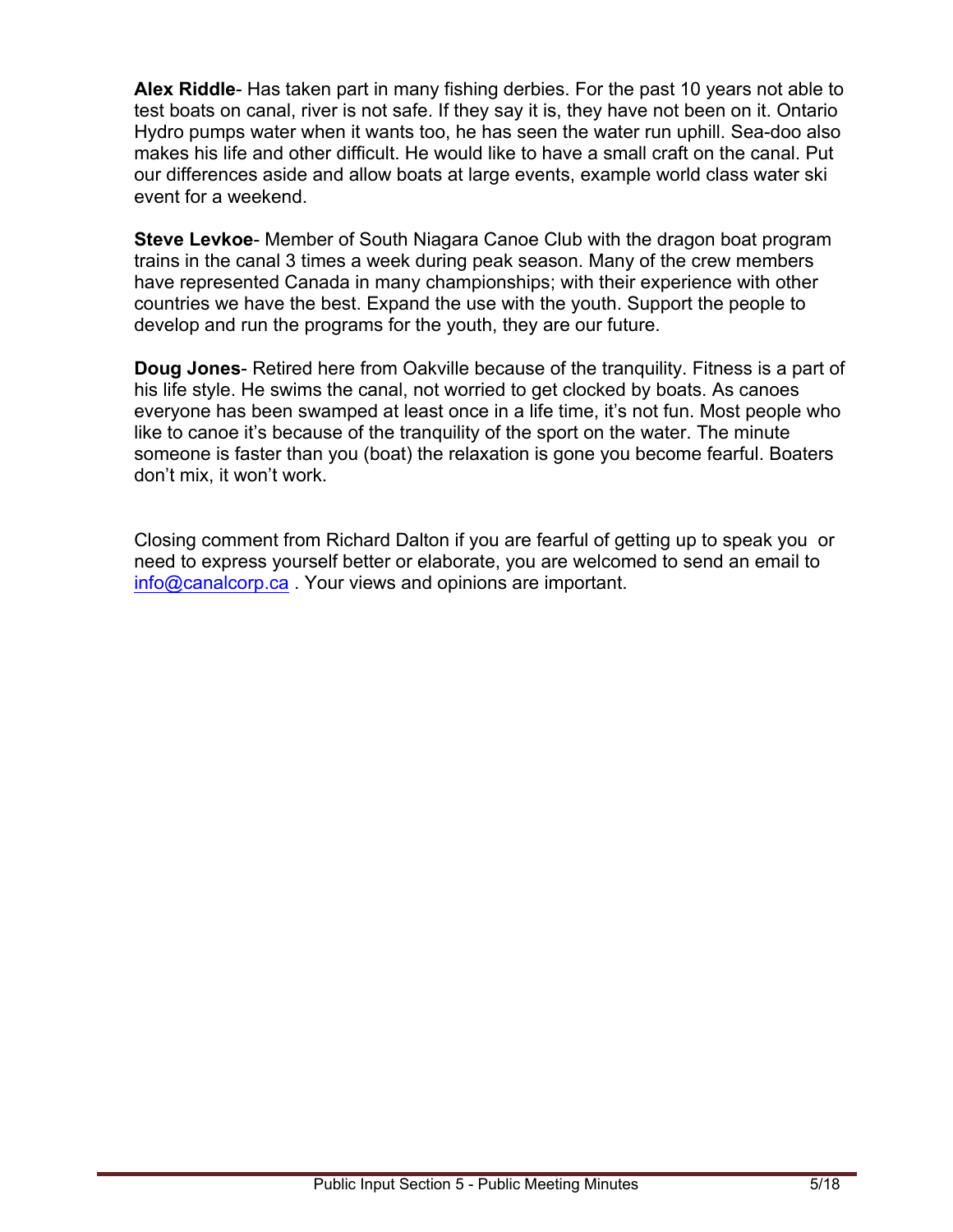**Alex Riddle**- Has taken part in many fishing derbies. For the past 10 years not able to test boats on canal, river is not safe. If they say it is, they have not been on it. Ontario Hydro pumps water when it wants too, he has seen the water run uphill. Sea-doo also makes his life and other difficult. He would like to have a small craft on the canal. Put our differences aside and allow boats at large events, example world class water ski event for a weekend.

**Steve Levkoe**- Member of South Niagara Canoe Club with the dragon boat program trains in the canal 3 times a week during peak season. Many of the crew members have represented Canada in many championships; with their experience with other countries we have the best. Expand the use with the youth. Support the people to develop and run the programs for the youth, they are our future.

**Doug Jones**- Retired here from Oakville because of the tranquility. Fitness is a part of his life style. He swims the canal, not worried to get clocked by boats. As canoes everyone has been swamped at least once in a life time, it's not fun. Most people who like to canoe it's because of the tranquility of the sport on the water. The minute someone is faster than you (boat) the relaxation is gone you become fearful. Boaters don't mix, it won't work.

Closing comment from Richard Dalton if you are fearful of getting up to speak you or need to express yourself better or elaborate, you are welcomed to send an email to info@canalcorp.ca . Your views and opinions are important.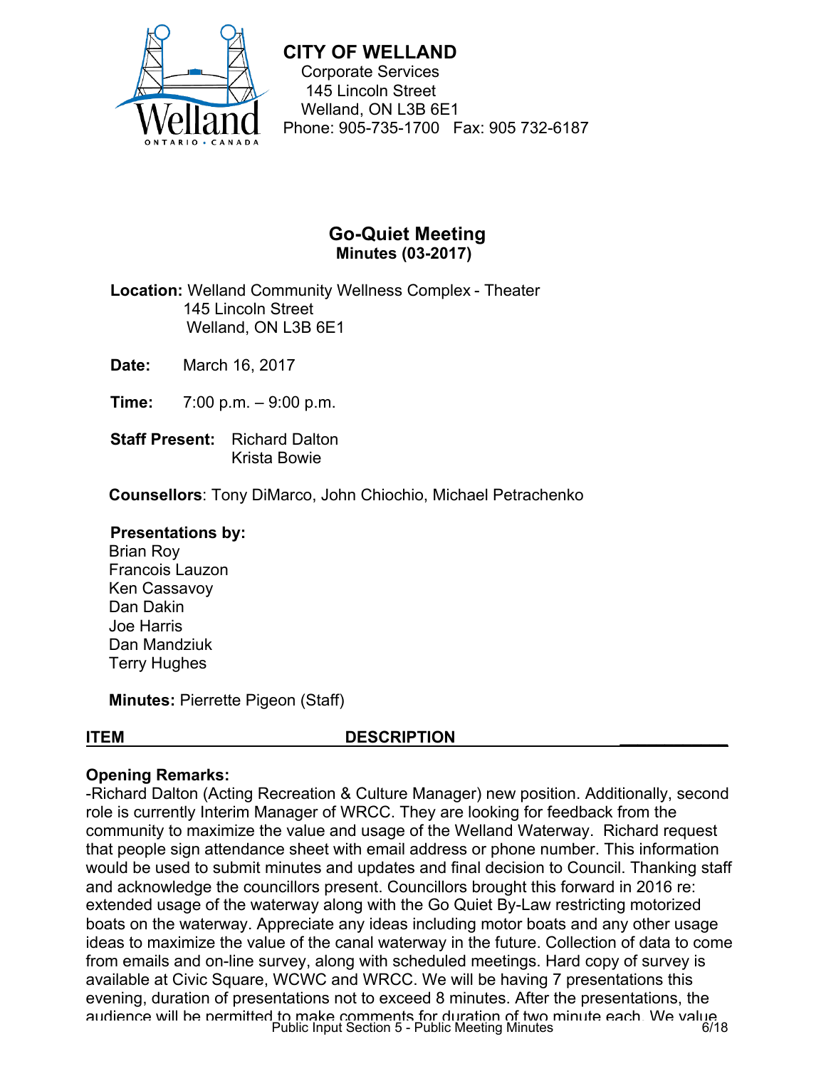**CITY OF WELLAND**
Corporate Services
145 Lincoln Street
Welland, ON L3B 6E1
Phone: 905-735-1700 Fax: 905 732-6187

## Go-Quiet Meeting
### Minutes (03-2017)

**Location:** Welland Community Wellness Complex - Theater
145 Lincoln Street
Welland, ON L3B 6E1

**Date:** March 16, 2017

**Time:** 7:00 p.m. – 9:00 p.m.

**Staff Present:** Richard Dalton
Krista Bowie

**Counsellors**: Tony DiMarco, John Chiochio, Michael Petrachenko

**Presentations by:**
Brian Roy
Francois Lauzon
Ken Cassavoy
Dan Dakin
Joe Harris
Dan Mandziuk
Terry Hughes

**Minutes:** Pierrette Pigeon (Staff)

| ITEM | DESCRIPTION |
|---|---|

**Opening Remarks:**
-Richard Dalton (Acting Recreation & Culture Manager) new position. Additionally, second role is currently Interim Manager of WRCC. They are looking for feedback from the community to maximize the value and usage of the Welland Waterway. Richard request that people sign attendance sheet with email address or phone number. This information would be used to submit minutes and updates and final decision to Council. Thanking staff and acknowledge the councillors present. Councillors brought this forward in 2016 re: extended usage of the waterway along with the Go Quiet By-Law restricting motorized boats on the waterway. Appreciate any ideas including motor boats and any other usage ideas to maximize the value of the canal waterway in the future. Collection of data to come from emails and on-line survey, along with scheduled meetings. Hard copy of survey is available at Civic Square, WCWC and WRCC. We will be having 7 presentations this evening, duration of presentations not to exceed 8 minutes. After the presentations, the audience will be permitted to make comments for duration of two minute each. We value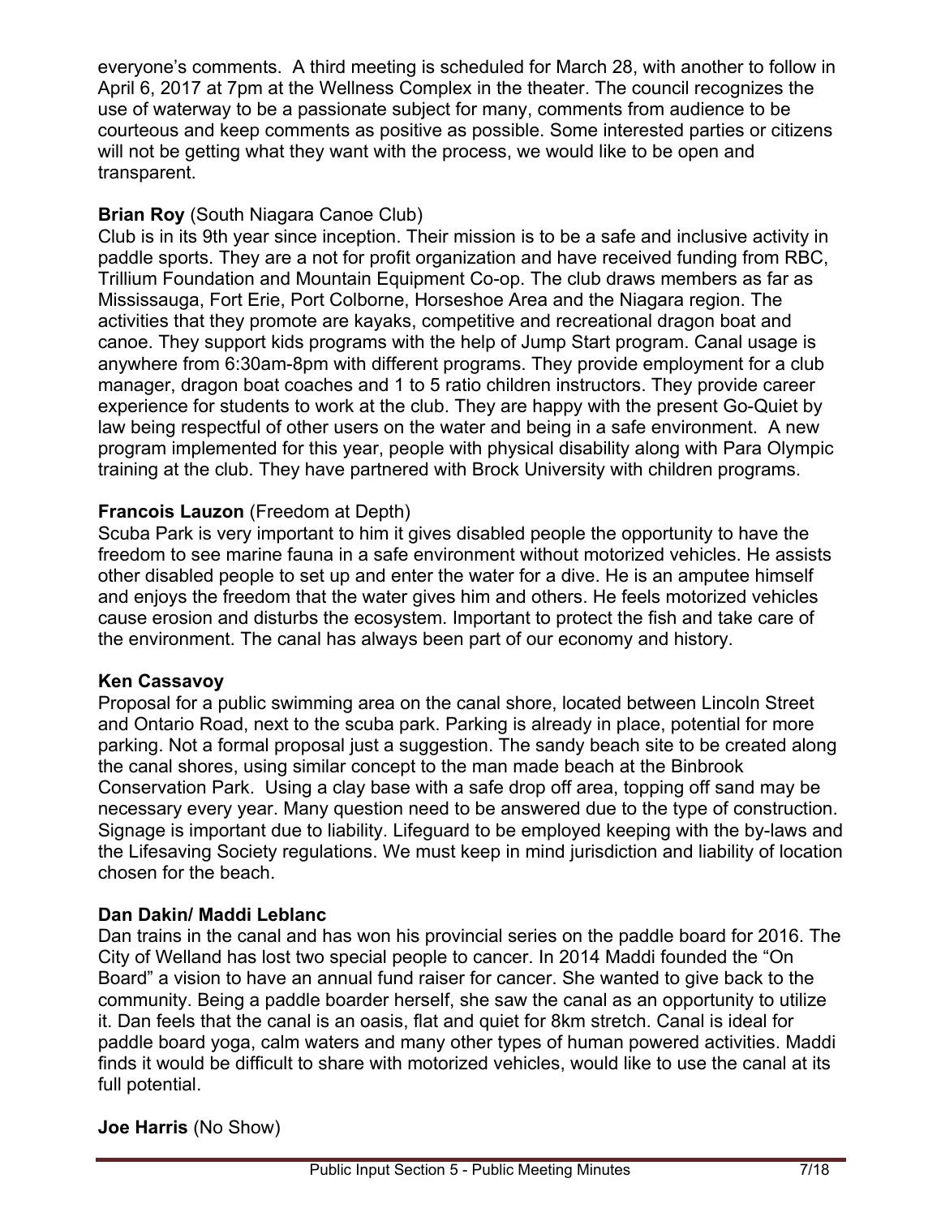everyone's comments. A third meeting is scheduled for March 28, with another to follow in April 6, 2017 at 7pm at the Wellness Complex in the theater. The council recognizes the use of waterway to be a passionate subject for many, comments from audience to be courteous and keep comments as positive as possible. Some interested parties or citizens will not be getting what they want with the process, we would like to be open and transparent.

**Brian Roy** (South Niagara Canoe Club)
Club is in its 9th year since inception. Their mission is to be a safe and inclusive activity in paddle sports. They are a not for profit organization and have received funding from RBC, Trillium Foundation and Mountain Equipment Co-op. The club draws members as far as Mississauga, Fort Erie, Port Colborne, Horseshoe Area and the Niagara region. The activities that they promote are kayaks, competitive and recreational dragon boat and canoe. They support kids programs with the help of Jump Start program. Canal usage is anywhere from 6:30am-8pm with different programs. They provide employment for a club manager, dragon boat coaches and 1 to 5 ratio children instructors. They provide career experience for students to work at the club. They are happy with the present Go-Quiet by law being respectful of other users on the water and being in a safe environment. A new program implemented for this year, people with physical disability along with Para Olympic training at the club. They have partnered with Brock University with children programs.

**Francois Lauzon** (Freedom at Depth)
Scuba Park is very important to him it gives disabled people the opportunity to have the freedom to see marine fauna in a safe environment without motorized vehicles. He assists other disabled people to set up and enter the water for a dive. He is an amputee himself and enjoys the freedom that the water gives him and others. He feels motorized vehicles cause erosion and disturbs the ecosystem. Important to protect the fish and take care of the environment. The canal has always been part of our economy and history.

**Ken Cassavoy**
Proposal for a public swimming area on the canal shore, located between Lincoln Street and Ontario Road, next to the scuba park. Parking is already in place, potential for more parking. Not a formal proposal just a suggestion. The sandy beach site to be created along the canal shores, using similar concept to the man made beach at the Binbrook Conservation Park. Using a clay base with a safe drop off area, topping off sand may be necessary every year. Many question need to be answered due to the type of construction. Signage is important due to liability. Lifeguard to be employed keeping with the by-laws and the Lifesaving Society regulations. We must keep in mind jurisdiction and liability of location chosen for the beach.

**Dan Dakin/ Maddi Leblanc**
Dan trains in the canal and has won his provincial series on the paddle board for 2016. The City of Welland has lost two special people to cancer. In 2014 Maddi founded the "On Board" a vision to have an annual fund raiser for cancer. She wanted to give back to the community. Being a paddle boarder herself, she saw the canal as an opportunity to utilize it. Dan feels that the canal is an oasis, flat and quiet for 8km stretch. Canal is ideal for paddle board yoga, calm waters and many other types of human powered activities. Maddi finds it would be difficult to share with motorized vehicles, would like to use the canal at its full potential.

**Joe Harris** (No Show)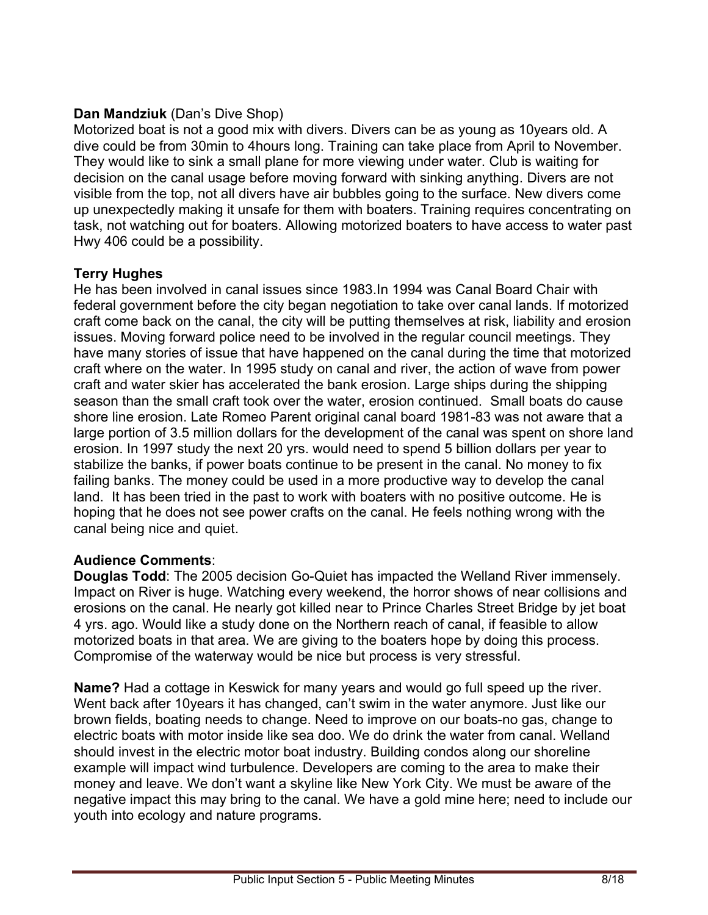**Dan Mandziuk** (Dan's Dive Shop)
Motorized boat is not a good mix with divers. Divers can be as young as 10years old. A dive could be from 30min to 4hours long. Training can take place from April to November. They would like to sink a small plane for more viewing under water. Club is waiting for decision on the canal usage before moving forward with sinking anything. Divers are not visible from the top, not all divers have air bubbles going to the surface. New divers come up unexpectedly making it unsafe for them with boaters. Training requires concentrating on task, not watching out for boaters. Allowing motorized boaters to have access to water past Hwy 406 could be a possibility.

**Terry Hughes**
He has been involved in canal issues since 1983.In 1994 was Canal Board Chair with federal government before the city began negotiation to take over canal lands. If motorized craft come back on the canal, the city will be putting themselves at risk, liability and erosion issues. Moving forward police need to be involved in the regular council meetings. They have many stories of issue that have happened on the canal during the time that motorized craft where on the water. In 1995 study on canal and river, the action of wave from power craft and water skier has accelerated the bank erosion. Large ships during the shipping season than the small craft took over the water, erosion continued. Small boats do cause shore line erosion. Late Romeo Parent original canal board 1981-83 was not aware that a large portion of 3.5 million dollars for the development of the canal was spent on shore land erosion. In 1997 study the next 20 yrs. would need to spend 5 billion dollars per year to stabilize the banks, if power boats continue to be present in the canal. No money to fix failing banks. The money could be used in a more productive way to develop the canal land. It has been tried in the past to work with boaters with no positive outcome. He is hoping that he does not see power crafts on the canal. He feels nothing wrong with the canal being nice and quiet.

**Audience Comments**:
**Douglas Todd**: The 2005 decision Go-Quiet has impacted the Welland River immensely. Impact on River is huge. Watching every weekend, the horror shows of near collisions and erosions on the canal. He nearly got killed near to Prince Charles Street Bridge by jet boat 4 yrs. ago. Would like a study done on the Northern reach of canal, if feasible to allow motorized boats in that area. We are giving to the boaters hope by doing this process. Compromise of the waterway would be nice but process is very stressful.

**Name?** Had a cottage in Keswick for many years and would go full speed up the river. Went back after 10years it has changed, can't swim in the water anymore. Just like our brown fields, boating needs to change. Need to improve on our boats-no gas, change to electric boats with motor inside like sea doo. We do drink the water from canal. Welland should invest in the electric motor boat industry. Building condos along our shoreline example will impact wind turbulence. Developers are coming to the area to make their money and leave. We don't want a skyline like New York City. We must be aware of the negative impact this may bring to the canal. We have a gold mine here; need to include our youth into ecology and nature programs.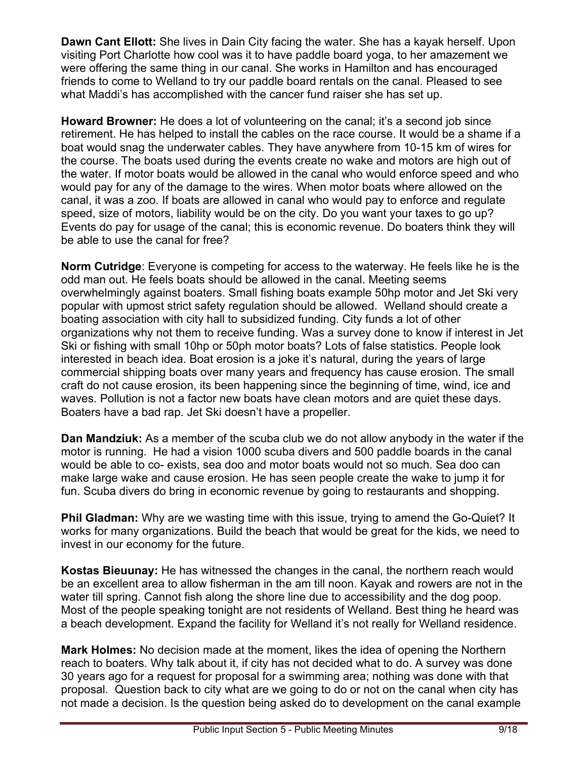**Dawn Cant Ellott:** She lives in Dain City facing the water. She has a kayak herself. Upon visiting Port Charlotte how cool was it to have paddle board yoga, to her amazement we were offering the same thing in our canal. She works in Hamilton and has encouraged friends to come to Welland to try our paddle board rentals on the canal. Pleased to see what Maddi's has accomplished with the cancer fund raiser she has set up.

**Howard Browner:** He does a lot of volunteering on the canal; it's a second job since retirement. He has helped to install the cables on the race course. It would be a shame if a boat would snag the underwater cables. They have anywhere from 10-15 km of wires for the course. The boats used during the events create no wake and motors are high out of the water. If motor boats would be allowed in the canal who would enforce speed and who would pay for any of the damage to the wires. When motor boats where allowed on the canal, it was a zoo. If boats are allowed in canal who would pay to enforce and regulate speed, size of motors, liability would be on the city. Do you want your taxes to go up? Events do pay for usage of the canal; this is economic revenue. Do boaters think they will be able to use the canal for free?

**Norm Cutridge**: Everyone is competing for access to the waterway. He feels like he is the odd man out. He feels boats should be allowed in the canal. Meeting seems overwhelmingly against boaters. Small fishing boats example 50hp motor and Jet Ski very popular with upmost strict safety regulation should be allowed. Welland should create a boating association with city hall to subsidized funding. City funds a lot of other organizations why not them to receive funding. Was a survey done to know if interest in Jet Ski or fishing with small 10hp or 50ph motor boats? Lots of false statistics. People look interested in beach idea. Boat erosion is a joke it's natural, during the years of large commercial shipping boats over many years and frequency has cause erosion. The small craft do not cause erosion, its been happening since the beginning of time, wind, ice and waves. Pollution is not a factor new boats have clean motors and are quiet these days. Boaters have a bad rap. Jet Ski doesn't have a propeller.

**Dan Mandziuk:** As a member of the scuba club we do not allow anybody in the water if the motor is running. He had a vision 1000 scuba divers and 500 paddle boards in the canal would be able to co- exists, sea doo and motor boats would not so much. Sea doo can make large wake and cause erosion. He has seen people create the wake to jump it for fun. Scuba divers do bring in economic revenue by going to restaurants and shopping.

**Phil Gladman:** Why are we wasting time with this issue, trying to amend the Go-Quiet? It works for many organizations. Build the beach that would be great for the kids, we need to invest in our economy for the future.

**Kostas Bieuunay:** He has witnessed the changes in the canal, the northern reach would be an excellent area to allow fisherman in the am till noon. Kayak and rowers are not in the water till spring. Cannot fish along the shore line due to accessibility and the dog poop. Most of the people speaking tonight are not residents of Welland. Best thing he heard was a beach development. Expand the facility for Welland it's not really for Welland residence.

**Mark Holmes:** No decision made at the moment, likes the idea of opening the Northern reach to boaters. Why talk about it, if city has not decided what to do. A survey was done 30 years ago for a request for proposal for a swimming area; nothing was done with that proposal. Question back to city what are we going to do or not on the canal when city has not made a decision. Is the question being asked do to development on the canal example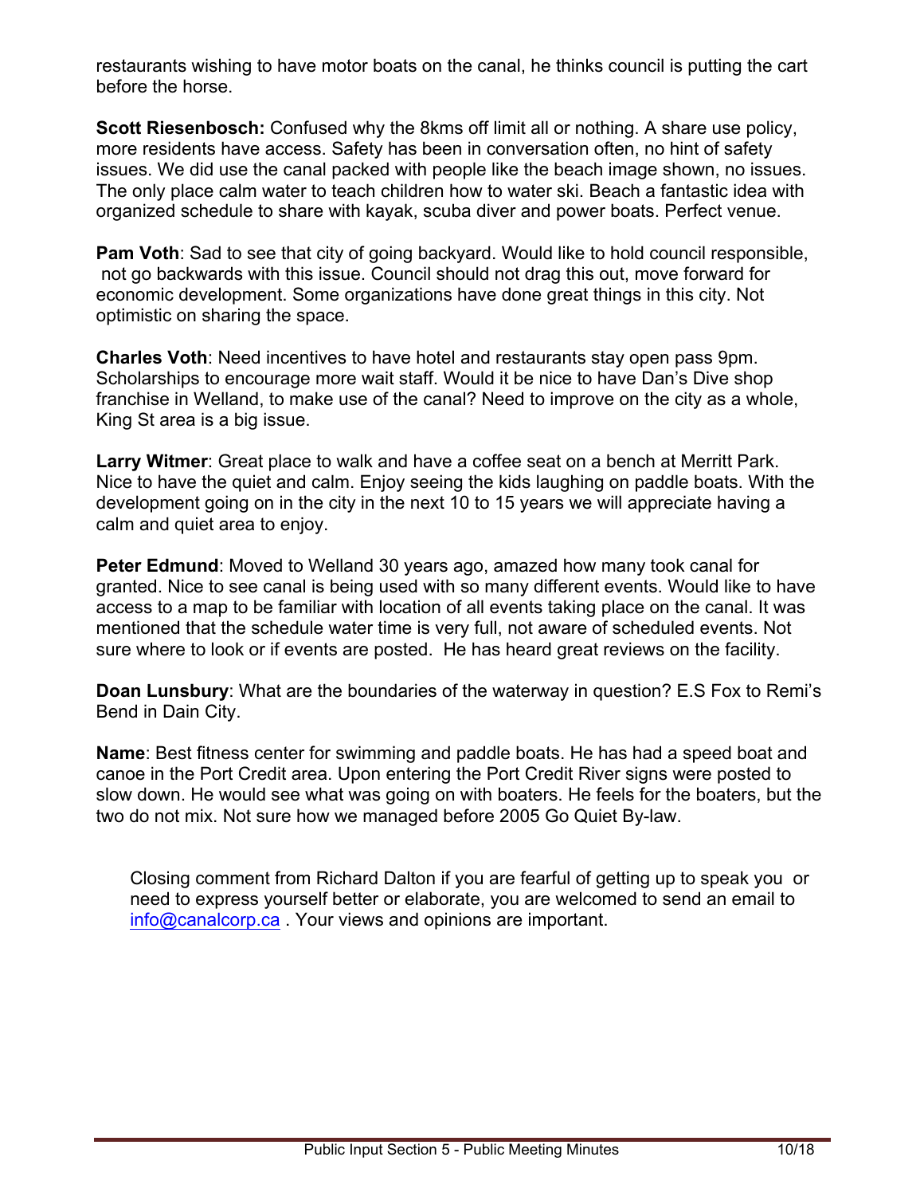restaurants wishing to have motor boats on the canal, he thinks council is putting the cart before the horse.

**Scott Riesenbosch:** Confused why the 8kms off limit all or nothing. A share use policy, more residents have access. Safety has been in conversation often, no hint of safety issues. We did use the canal packed with people like the beach image shown, no issues. The only place calm water to teach children how to water ski. Beach a fantastic idea with organized schedule to share with kayak, scuba diver and power boats. Perfect venue.

**Pam Voth**: Sad to see that city of going backyard. Would like to hold council responsible, not go backwards with this issue. Council should not drag this out, move forward for economic development. Some organizations have done great things in this city. Not optimistic on sharing the space.

**Charles Voth**: Need incentives to have hotel and restaurants stay open pass 9pm. Scholarships to encourage more wait staff. Would it be nice to have Dan's Dive shop franchise in Welland, to make use of the canal? Need to improve on the city as a whole, King St area is a big issue.

**Larry Witmer**: Great place to walk and have a coffee seat on a bench at Merritt Park. Nice to have the quiet and calm. Enjoy seeing the kids laughing on paddle boats. With the development going on in the city in the next 10 to 15 years we will appreciate having a calm and quiet area to enjoy.

**Peter Edmund**: Moved to Welland 30 years ago, amazed how many took canal for granted. Nice to see canal is being used with so many different events. Would like to have access to a map to be familiar with location of all events taking place on the canal. It was mentioned that the schedule water time is very full, not aware of scheduled events. Not sure where to look or if events are posted. He has heard great reviews on the facility.

**Doan Lunsbury**: What are the boundaries of the waterway in question? E.S Fox to Remi's Bend in Dain City.

**Name**: Best fitness center for swimming and paddle boats. He has had a speed boat and canoe in the Port Credit area. Upon entering the Port Credit River signs were posted to slow down. He would see what was going on with boaters. He feels for the boaters, but the two do not mix. Not sure how we managed before 2005 Go Quiet By-law.

Closing comment from Richard Dalton if you are fearful of getting up to speak you or need to express yourself better or elaborate, you are welcomed to send an email to info@canalcorp.ca . Your views and opinions are important.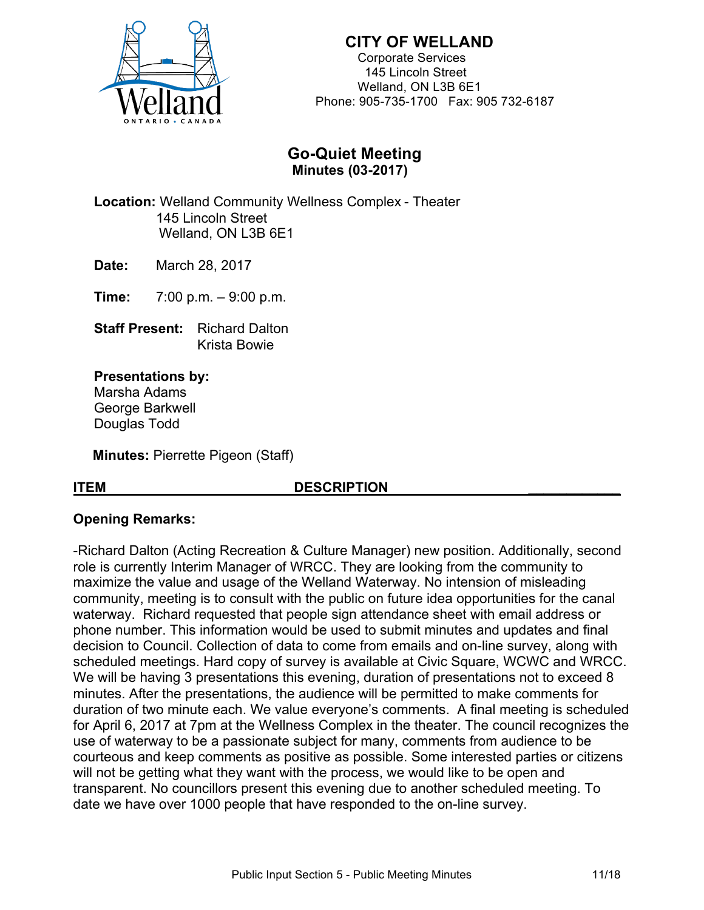**CITY OF WELLAND**
Corporate Services
145 Lincoln Street
Welland, ON L3B 6E1
Phone: 905-735-1700 Fax: 905 732-6187

## Go-Quiet Meeting
### Minutes (03-2017)

**Location:** Welland Community Wellness Complex - Theater
145 Lincoln Street
Welland, ON L3B 6E1

**Date:** March 28, 2017

**Time:** 7:00 p.m. – 9:00 p.m.

**Staff Present:** Richard Dalton
Krista Bowie

**Presentations by:**
Marsha Adams
George Barkwell
Douglas Todd

**Minutes:** Pierrette Pigeon (Staff)

| ITEM | DESCRIPTION |
|---|---|

**Opening Remarks:**

-Richard Dalton (Acting Recreation & Culture Manager) new position. Additionally, second role is currently Interim Manager of WRCC. They are looking from the community to maximize the value and usage of the Welland Waterway. No intension of misleading community, meeting is to consult with the public on future idea opportunities for the canal waterway. Richard requested that people sign attendance sheet with email address or phone number. This information would be used to submit minutes and updates and final decision to Council. Collection of data to come from emails and on-line survey, along with scheduled meetings. Hard copy of survey is available at Civic Square, WCWC and WRCC. We will be having 3 presentations this evening, duration of presentations not to exceed 8 minutes. After the presentations, the audience will be permitted to make comments for duration of two minute each. We value everyone's comments. A final meeting is scheduled for April 6, 2017 at 7pm at the Wellness Complex in the theater. The council recognizes the use of waterway to be a passionate subject for many, comments from audience to be courteous and keep comments as positive as possible. Some interested parties or citizens will not be getting what they want with the process, we would like to be open and transparent. No councillors present this evening due to another scheduled meeting. To date we have over 1000 people that have responded to the on-line survey.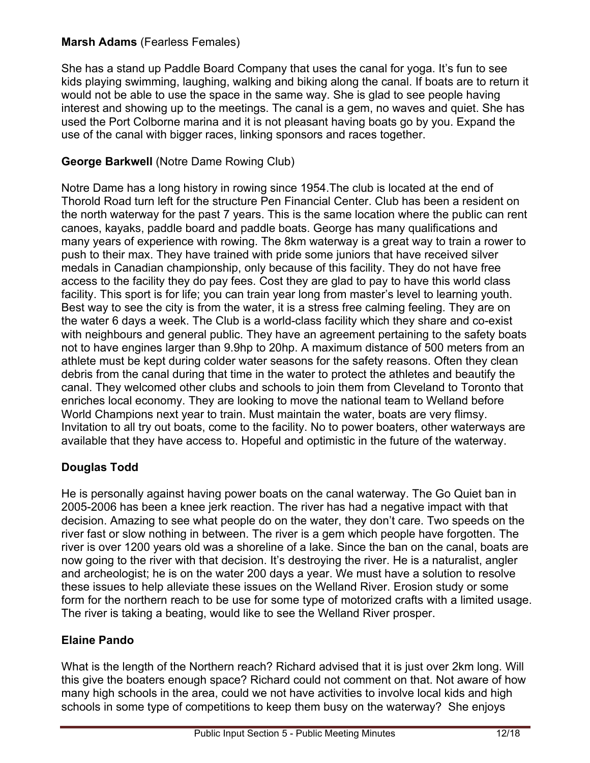**Marsh Adams** (Fearless Females)

She has a stand up Paddle Board Company that uses the canal for yoga. It's fun to see kids playing swimming, laughing, walking and biking along the canal. If boats are to return it would not be able to use the space in the same way. She is glad to see people having interest and showing up to the meetings. The canal is a gem, no waves and quiet. She has used the Port Colborne marina and it is not pleasant having boats go by you. Expand the use of the canal with bigger races, linking sponsors and races together.

**George Barkwell** (Notre Dame Rowing Club)

Notre Dame has a long history in rowing since 1954.The club is located at the end of Thorold Road turn left for the structure Pen Financial Center. Club has been a resident on the north waterway for the past 7 years. This is the same location where the public can rent canoes, kayaks, paddle board and paddle boats. George has many qualifications and many years of experience with rowing. The 8km waterway is a great way to train a rower to push to their max. They have trained with pride some juniors that have received silver medals in Canadian championship, only because of this facility. They do not have free access to the facility they do pay fees. Cost they are glad to pay to have this world class facility. This sport is for life; you can train year long from master's level to learning youth. Best way to see the city is from the water, it is a stress free calming feeling. They are on the water 6 days a week. The Club is a world-class facility which they share and co-exist with neighbours and general public. They have an agreement pertaining to the safety boats not to have engines larger than 9.9hp to 20hp. A maximum distance of 500 meters from an athlete must be kept during colder water seasons for the safety reasons. Often they clean debris from the canal during that time in the water to protect the athletes and beautify the canal. They welcomed other clubs and schools to join them from Cleveland to Toronto that enriches local economy. They are looking to move the national team to Welland before World Champions next year to train. Must maintain the water, boats are very flimsy. Invitation to all try out boats, come to the facility. No to power boaters, other waterways are available that they have access to. Hopeful and optimistic in the future of the waterway.

**Douglas Todd**

He is personally against having power boats on the canal waterway. The Go Quiet ban in 2005-2006 has been a knee jerk reaction. The river has had a negative impact with that decision. Amazing to see what people do on the water, they don't care. Two speeds on the river fast or slow nothing in between. The river is a gem which people have forgotten. The river is over 1200 years old was a shoreline of a lake. Since the ban on the canal, boats are now going to the river with that decision. It's destroying the river. He is a naturalist, angler and archeologist; he is on the water 200 days a year. We must have a solution to resolve these issues to help alleviate these issues on the Welland River. Erosion study or some form for the northern reach to be use for some type of motorized crafts with a limited usage. The river is taking a beating, would like to see the Welland River prosper.

**Elaine Pando**

What is the length of the Northern reach? Richard advised that it is just over 2km long. Will this give the boaters enough space? Richard could not comment on that. Not aware of how many high schools in the area, could we not have activities to involve local kids and high schools in some type of competitions to keep them busy on the waterway? She enjoys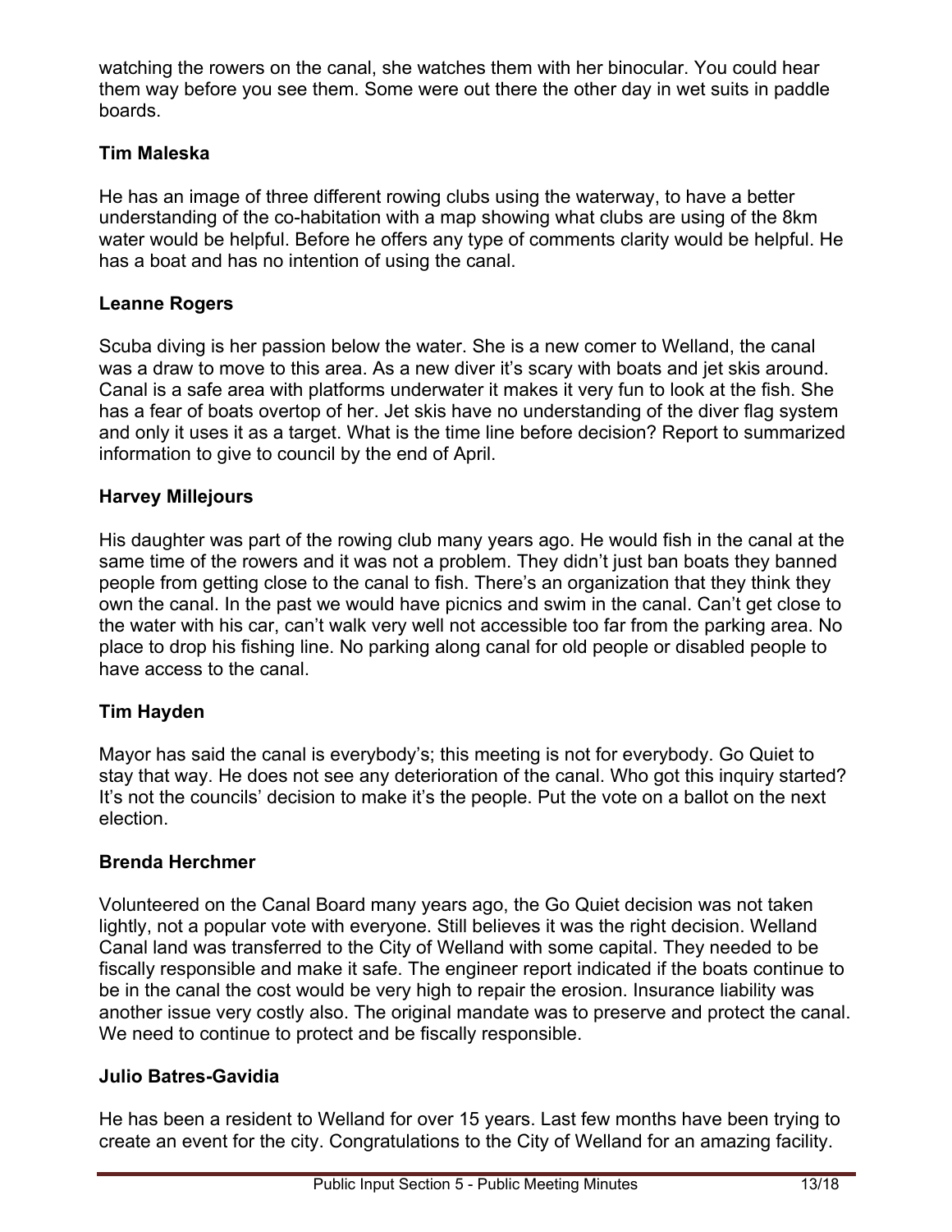watching the rowers on the canal, she watches them with her binocular. You could hear them way before you see them. Some were out there the other day in wet suits in paddle boards.

**Tim Maleska**

He has an image of three different rowing clubs using the waterway, to have a better understanding of the co-habitation with a map showing what clubs are using of the 8km water would be helpful. Before he offers any type of comments clarity would be helpful. He has a boat and has no intention of using the canal.

**Leanne Rogers**

Scuba diving is her passion below the water. She is a new comer to Welland, the canal was a draw to move to this area. As a new diver it's scary with boats and jet skis around. Canal is a safe area with platforms underwater it makes it very fun to look at the fish. She has a fear of boats overtop of her. Jet skis have no understanding of the diver flag system and only it uses it as a target. What is the time line before decision? Report to summarized information to give to council by the end of April.

**Harvey Millejours**

His daughter was part of the rowing club many years ago. He would fish in the canal at the same time of the rowers and it was not a problem. They didn't just ban boats they banned people from getting close to the canal to fish. There's an organization that they think they own the canal. In the past we would have picnics and swim in the canal. Can't get close to the water with his car, can't walk very well not accessible too far from the parking area. No place to drop his fishing line. No parking along canal for old people or disabled people to have access to the canal.

**Tim Hayden**

Mayor has said the canal is everybody's; this meeting is not for everybody. Go Quiet to stay that way. He does not see any deterioration of the canal. Who got this inquiry started? It's not the councils' decision to make it's the people. Put the vote on a ballot on the next election.

**Brenda Herchmer**

Volunteered on the Canal Board many years ago, the Go Quiet decision was not taken lightly, not a popular vote with everyone. Still believes it was the right decision. Welland Canal land was transferred to the City of Welland with some capital. They needed to be fiscally responsible and make it safe. The engineer report indicated if the boats continue to be in the canal the cost would be very high to repair the erosion. Insurance liability was another issue very costly also. The original mandate was to preserve and protect the canal. We need to continue to protect and be fiscally responsible.

**Julio Batres-Gavidia**

He has been a resident to Welland for over 15 years. Last few months have been trying to create an event for the city. Congratulations to the City of Welland for an amazing facility.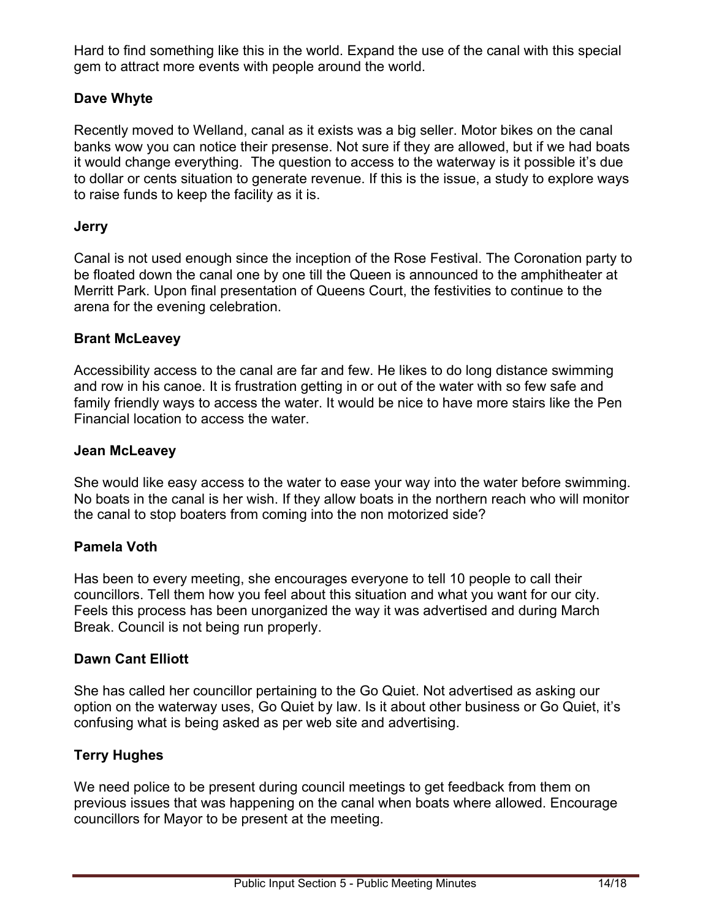Hard to find something like this in the world. Expand the use of the canal with this special gem to attract more events with people around the world.

**Dave Whyte**

Recently moved to Welland, canal as it exists was a big seller. Motor bikes on the canal banks wow you can notice their presense. Not sure if they are allowed, but if we had boats it would change everything. The question to access to the waterway is it possible it's due to dollar or cents situation to generate revenue. If this is the issue, a study to explore ways to raise funds to keep the facility as it is.

**Jerry**

Canal is not used enough since the inception of the Rose Festival. The Coronation party to be floated down the canal one by one till the Queen is announced to the amphitheater at Merritt Park. Upon final presentation of Queens Court, the festivities to continue to the arena for the evening celebration.

**Brant McLeavey**

Accessibility access to the canal are far and few. He likes to do long distance swimming and row in his canoe. It is frustration getting in or out of the water with so few safe and family friendly ways to access the water. It would be nice to have more stairs like the Pen Financial location to access the water.

**Jean McLeavey**

She would like easy access to the water to ease your way into the water before swimming. No boats in the canal is her wish. If they allow boats in the northern reach who will monitor the canal to stop boaters from coming into the non motorized side?

**Pamela Voth**

Has been to every meeting, she encourages everyone to tell 10 people to call their councillors. Tell them how you feel about this situation and what you want for our city. Feels this process has been unorganized the way it was advertised and during March Break. Council is not being run properly.

**Dawn Cant Elliott**

She has called her councillor pertaining to the Go Quiet. Not advertised as asking our option on the waterway uses, Go Quiet by law. Is it about other business or Go Quiet, it's confusing what is being asked as per web site and advertising.

**Terry Hughes**

We need police to be present during council meetings to get feedback from them on previous issues that was happening on the canal when boats where allowed. Encourage councillors for Mayor to be present at the meeting.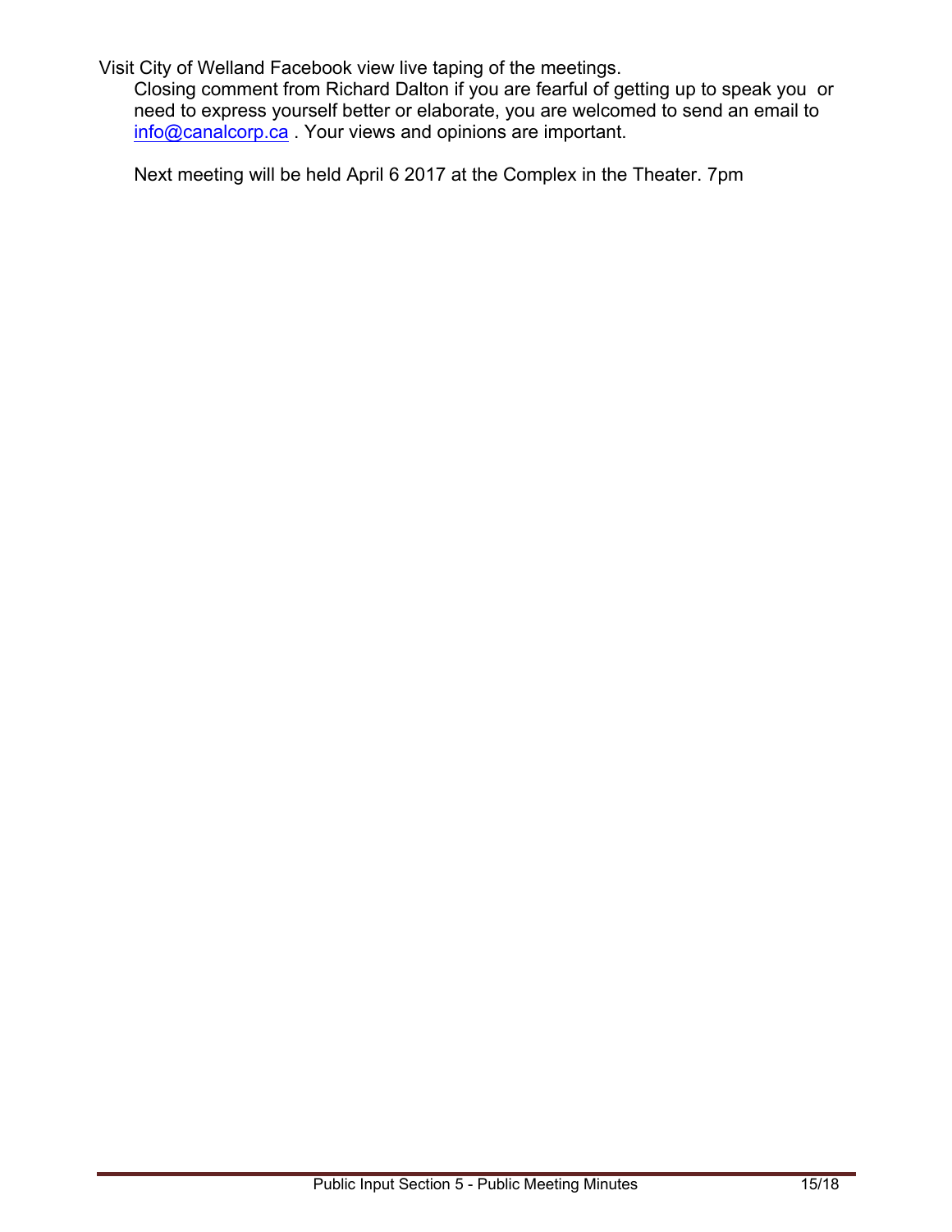Visit City of Welland Facebook view live taping of the meetings.

Closing comment from Richard Dalton if you are fearful of getting up to speak you or need to express yourself better or elaborate, you are welcomed to send an email to info@canalcorp.ca . Your views and opinions are important.

Next meeting will be held April 6 2017 at the Complex in the Theater. 7pm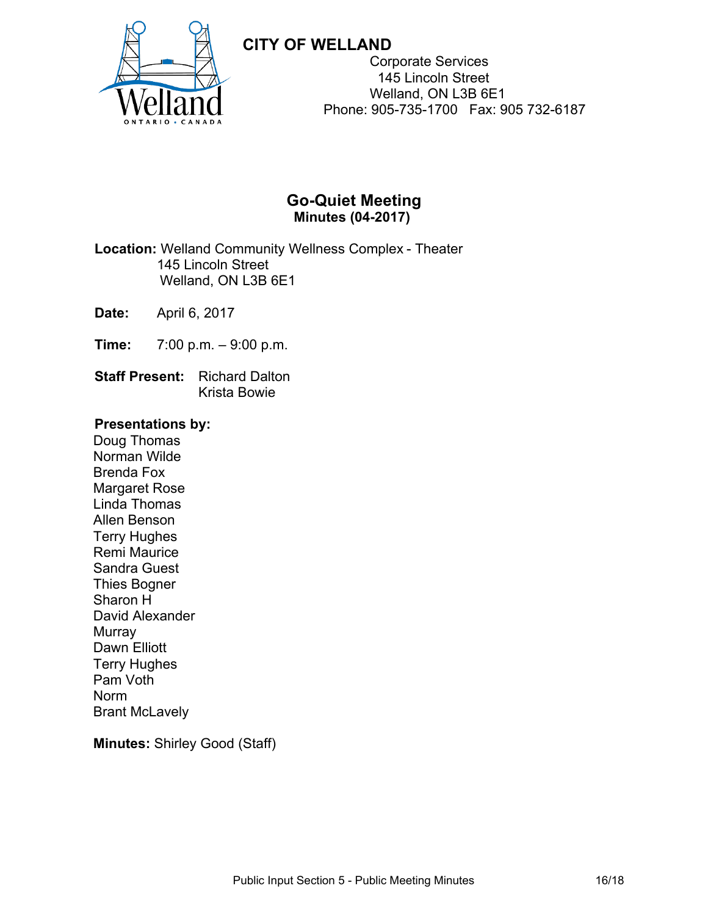**CITY OF WELLAND**

Corporate Services
145 Lincoln Street
Welland, ON L3B 6E1
Phone: 905-735-1700 Fax: 905 732-6187

## Go-Quiet Meeting

### Minutes (04-2017)

**Location:** Welland Community Wellness Complex - Theater
145 Lincoln Street
Welland, ON L3B 6E1

**Date:** April 6, 2017

**Time:** 7:00 p.m. – 9:00 p.m.

**Staff Present:** Richard Dalton
Krista Bowie

**Presentations by:**
Doug Thomas
Norman Wilde
Brenda Fox
Margaret Rose
Linda Thomas
Allen Benson
Terry Hughes
Remi Maurice
Sandra Guest
Thies Bogner
Sharon H
David Alexander
Murray
Dawn Elliott
Terry Hughes
Pam Voth
Norm
Brant McLavely

**Minutes:** Shirley Good (Staff)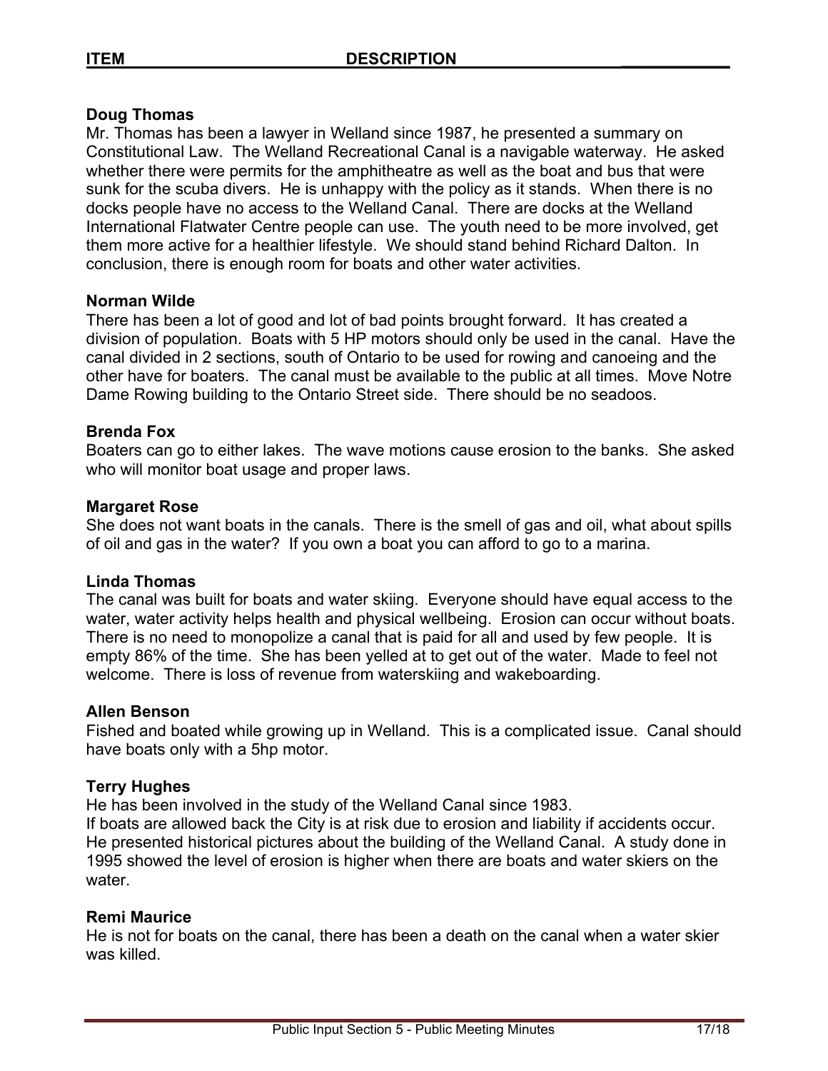| ITEM | DESCRIPTION |
|---|---|

**Doug Thomas**
Mr. Thomas has been a lawyer in Welland since 1987, he presented a summary on Constitutional Law. The Welland Recreational Canal is a navigable waterway. He asked whether there were permits for the amphitheatre as well as the boat and bus that were sunk for the scuba divers. He is unhappy with the policy as it stands. When there is no docks people have no access to the Welland Canal. There are docks at the Welland International Flatwater Centre people can use. The youth need to be more involved, get them more active for a healthier lifestyle. We should stand behind Richard Dalton. In conclusion, there is enough room for boats and other water activities.

**Norman Wilde**
There has been a lot of good and lot of bad points brought forward. It has created a division of population. Boats with 5 HP motors should only be used in the canal. Have the canal divided in 2 sections, south of Ontario to be used for rowing and canoeing and the other have for boaters. The canal must be available to the public at all times. Move Notre Dame Rowing building to the Ontario Street side. There should be no seadoos.

**Brenda Fox**
Boaters can go to either lakes. The wave motions cause erosion to the banks. She asked who will monitor boat usage and proper laws.

**Margaret Rose**
She does not want boats in the canals. There is the smell of gas and oil, what about spills of oil and gas in the water? If you own a boat you can afford to go to a marina.

**Linda Thomas**
The canal was built for boats and water skiing. Everyone should have equal access to the water, water activity helps health and physical wellbeing. Erosion can occur without boats. There is no need to monopolize a canal that is paid for all and used by few people. It is empty 86% of the time. She has been yelled at to get out of the water. Made to feel not welcome. There is loss of revenue from waterskiing and wakeboarding.

**Allen Benson**
Fished and boated while growing up in Welland. This is a complicated issue. Canal should have boats only with a 5hp motor.

**Terry Hughes**
He has been involved in the study of the Welland Canal since 1983.
If boats are allowed back the City is at risk due to erosion and liability if accidents occur. He presented historical pictures about the building of the Welland Canal. A study done in 1995 showed the level of erosion is higher when there are boats and water skiers on the water.

**Remi Maurice**
He is not for boats on the canal, there has been a death on the canal when a water skier was killed.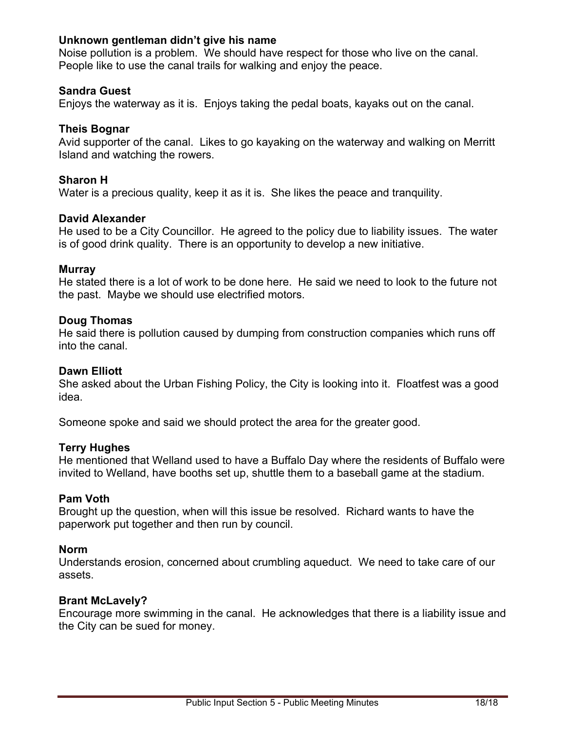**Unknown gentleman didn't give his name**
Noise pollution is a problem. We should have respect for those who live on the canal. People like to use the canal trails for walking and enjoy the peace.

**Sandra Guest**
Enjoys the waterway as it is. Enjoys taking the pedal boats, kayaks out on the canal.

**Theis Bognar**
Avid supporter of the canal. Likes to go kayaking on the waterway and walking on Merritt Island and watching the rowers.

**Sharon H**
Water is a precious quality, keep it as it is. She likes the peace and tranquility.

**David Alexander**
He used to be a City Councillor. He agreed to the policy due to liability issues. The water is of good drink quality. There is an opportunity to develop a new initiative.

**Murray**
He stated there is a lot of work to be done here. He said we need to look to the future not the past. Maybe we should use electrified motors.

**Doug Thomas**
He said there is pollution caused by dumping from construction companies which runs off into the canal.

**Dawn Elliott**
She asked about the Urban Fishing Policy, the City is looking into it. Floatfest was a good idea.

Someone spoke and said we should protect the area for the greater good.

**Terry Hughes**
He mentioned that Welland used to have a Buffalo Day where the residents of Buffalo were invited to Welland, have booths set up, shuttle them to a baseball game at the stadium.

**Pam Voth**
Brought up the question, when will this issue be resolved. Richard wants to have the paperwork put together and then run by council.

**Norm**
Understands erosion, concerned about crumbling aqueduct. We need to take care of our assets.

**Brant McLavely?**
Encourage more swimming in the canal. He acknowledges that there is a liability issue and the City can be sued for money.